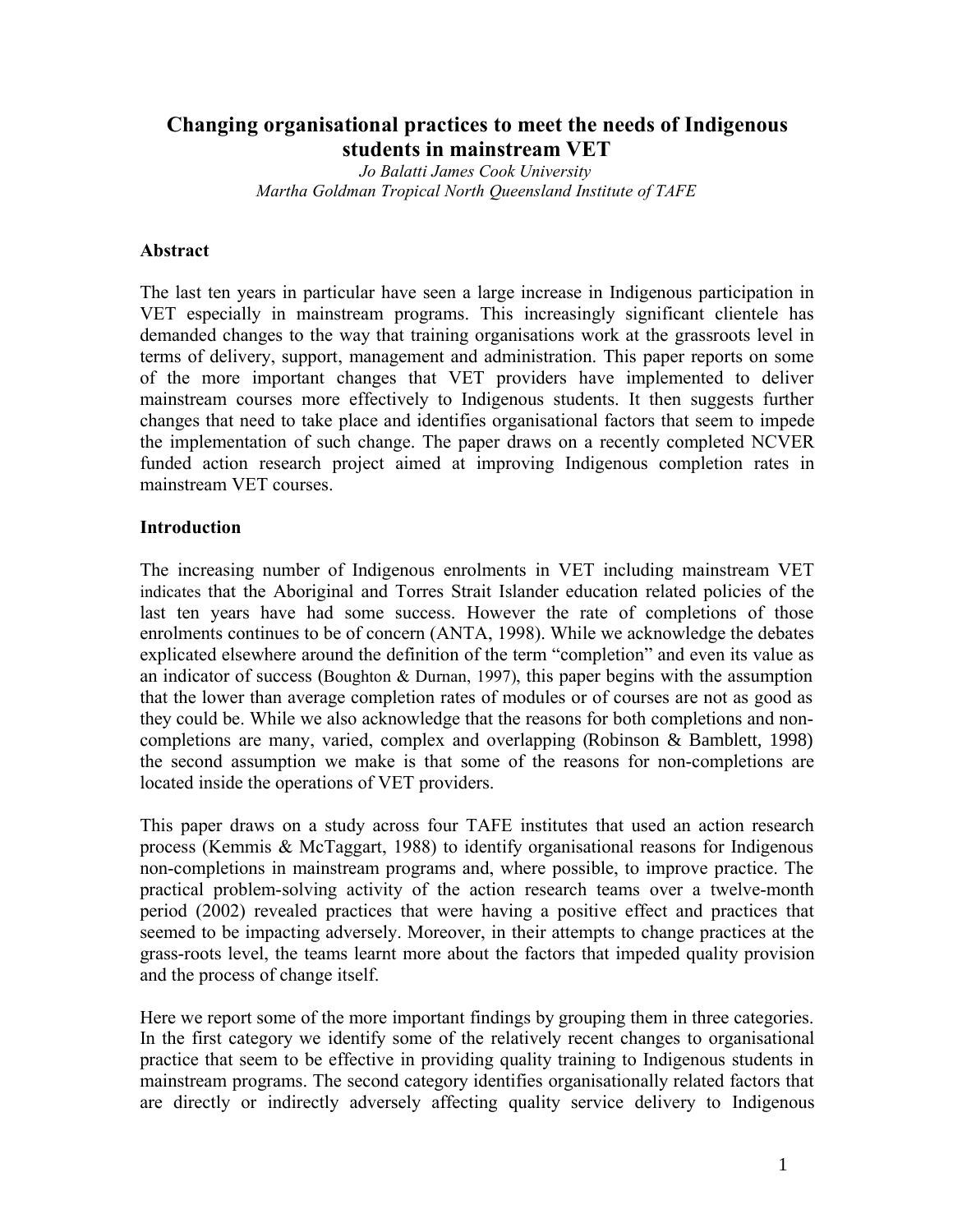# Changing organisational practices to meet the needs of Indigenous students in mainstream VET

*Jo Balatti James Cook University*
*Martha Goldman Tropical North Queensland Institute of TAFE*

## Abstract

The last ten years in particular have seen a large increase in Indigenous participation in VET especially in mainstream programs. This increasingly significant clientele has demanded changes to the way that training organisations work at the grassroots level in terms of delivery, support, management and administration. This paper reports on some of the more important changes that VET providers have implemented to deliver mainstream courses more effectively to Indigenous students. It then suggests further changes that need to take place and identifies organisational factors that seem to impede the implementation of such change. The paper draws on a recently completed NCVER funded action research project aimed at improving Indigenous completion rates in mainstream VET courses.

## Introduction

The increasing number of Indigenous enrolments in VET including mainstream VET indicates that the Aboriginal and Torres Strait Islander education related policies of the last ten years have had some success. However the rate of completions of those enrolments continues to be of concern (ANTA, 1998). While we acknowledge the debates explicated elsewhere around the definition of the term "completion" and even its value as an indicator of success (Boughton & Durnan, 1997), this paper begins with the assumption that the lower than average completion rates of modules or of courses are not as good as they could be. While we also acknowledge that the reasons for both completions and non-completions are many, varied, complex and overlapping (Robinson & Bamblett, 1998) the second assumption we make is that some of the reasons for non-completions are located inside the operations of VET providers.

This paper draws on a study across four TAFE institutes that used an action research process (Kemmis & McTaggart, 1988) to identify organisational reasons for Indigenous non-completions in mainstream programs and, where possible, to improve practice. The practical problem-solving activity of the action research teams over a twelve-month period (2002) revealed practices that were having a positive effect and practices that seemed to be impacting adversely. Moreover, in their attempts to change practices at the grass-roots level, the teams learnt more about the factors that impeded quality provision and the process of change itself.

Here we report some of the more important findings by grouping them in three categories. In the first category we identify some of the relatively recent changes to organisational practice that seem to be effective in providing quality training to Indigenous students in mainstream programs. The second category identifies organisationally related factors that are directly or indirectly adversely affecting quality service delivery to Indigenous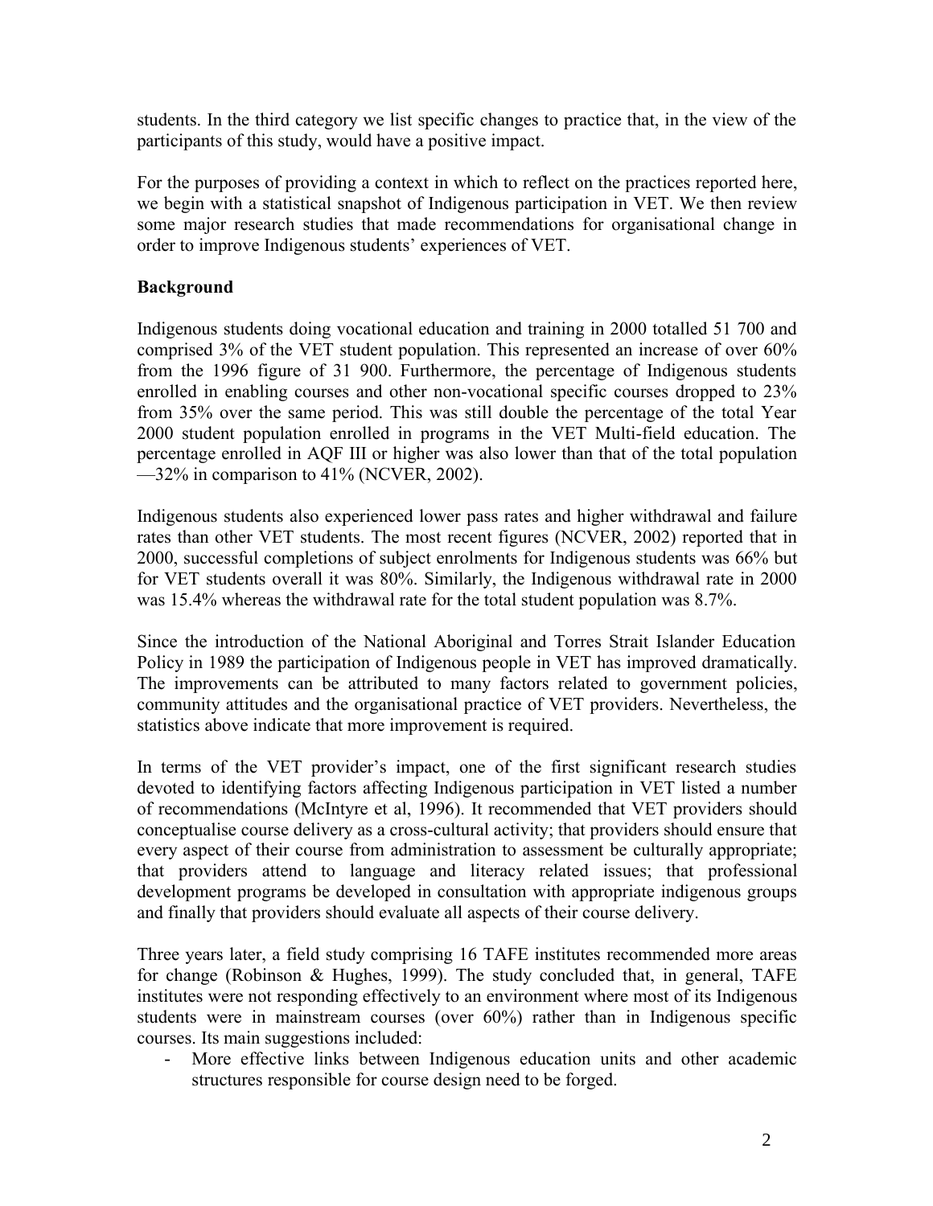students. In the third category we list specific changes to practice that, in the view of the participants of this study, would have a positive impact.

For the purposes of providing a context in which to reflect on the practices reported here, we begin with a statistical snapshot of Indigenous participation in VET. We then review some major research studies that made recommendations for organisational change in order to improve Indigenous students' experiences of VET.

**Background**

Indigenous students doing vocational education and training in 2000 totalled 51 700 and comprised 3% of the VET student population. This represented an increase of over 60% from the 1996 figure of 31 900. Furthermore, the percentage of Indigenous students enrolled in enabling courses and other non-vocational specific courses dropped to 23% from 35% over the same period. This was still double the percentage of the total Year 2000 student population enrolled in programs in the VET Multi-field education. The percentage enrolled in AQF III or higher was also lower than that of the total population —32% in comparison to 41% (NCVER, 2002).

Indigenous students also experienced lower pass rates and higher withdrawal and failure rates than other VET students. The most recent figures (NCVER, 2002) reported that in 2000, successful completions of subject enrolments for Indigenous students was 66% but for VET students overall it was 80%. Similarly, the Indigenous withdrawal rate in 2000 was 15.4% whereas the withdrawal rate for the total student population was 8.7%.

Since the introduction of the National Aboriginal and Torres Strait Islander Education Policy in 1989 the participation of Indigenous people in VET has improved dramatically. The improvements can be attributed to many factors related to government policies, community attitudes and the organisational practice of VET providers. Nevertheless, the statistics above indicate that more improvement is required.

In terms of the VET provider's impact, one of the first significant research studies devoted to identifying factors affecting Indigenous participation in VET listed a number of recommendations (McIntyre et al, 1996). It recommended that VET providers should conceptualise course delivery as a cross-cultural activity; that providers should ensure that every aspect of their course from administration to assessment be culturally appropriate; that providers attend to language and literacy related issues; that professional development programs be developed in consultation with appropriate indigenous groups and finally that providers should evaluate all aspects of their course delivery.

Three years later, a field study comprising 16 TAFE institutes recommended more areas for change (Robinson & Hughes, 1999). The study concluded that, in general, TAFE institutes were not responding effectively to an environment where most of its Indigenous students were in mainstream courses (over 60%) rather than in Indigenous specific courses. Its main suggestions included:

- More effective links between Indigenous education units and other academic structures responsible for course design need to be forged.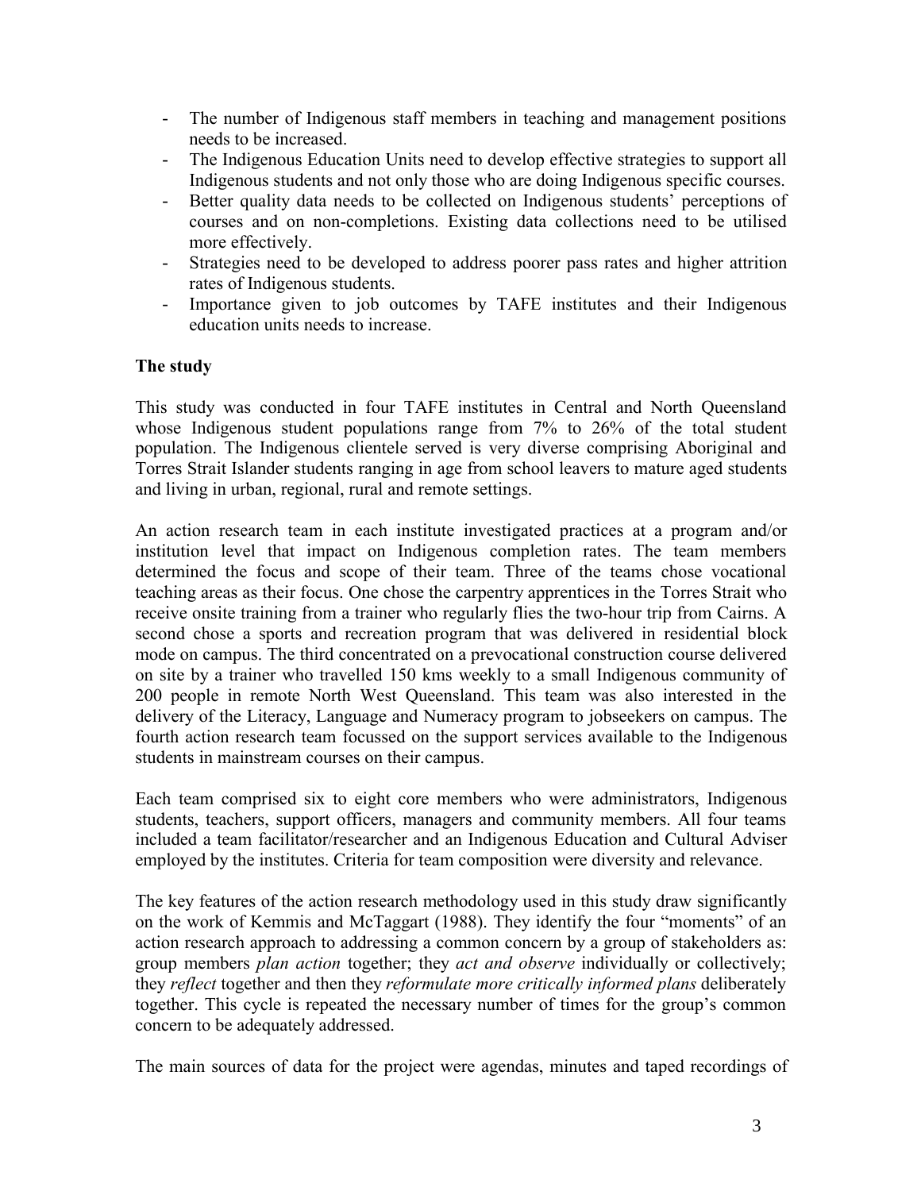- The number of Indigenous staff members in teaching and management positions needs to be increased.
- The Indigenous Education Units need to develop effective strategies to support all Indigenous students and not only those who are doing Indigenous specific courses.
- Better quality data needs to be collected on Indigenous students' perceptions of courses and on non-completions. Existing data collections need to be utilised more effectively.
- Strategies need to be developed to address poorer pass rates and higher attrition rates of Indigenous students.
- Importance given to job outcomes by TAFE institutes and their Indigenous education units needs to increase.

**The study**

This study was conducted in four TAFE institutes in Central and North Queensland whose Indigenous student populations range from 7% to 26% of the total student population. The Indigenous clientele served is very diverse comprising Aboriginal and Torres Strait Islander students ranging in age from school leavers to mature aged students and living in urban, regional, rural and remote settings.

An action research team in each institute investigated practices at a program and/or institution level that impact on Indigenous completion rates. The team members determined the focus and scope of their team. Three of the teams chose vocational teaching areas as their focus. One chose the carpentry apprentices in the Torres Strait who receive onsite training from a trainer who regularly flies the two-hour trip from Cairns. A second chose a sports and recreation program that was delivered in residential block mode on campus. The third concentrated on a prevocational construction course delivered on site by a trainer who travelled 150 kms weekly to a small Indigenous community of 200 people in remote North West Queensland. This team was also interested in the delivery of the Literacy, Language and Numeracy program to jobseekers on campus. The fourth action research team focussed on the support services available to the Indigenous students in mainstream courses on their campus.

Each team comprised six to eight core members who were administrators, Indigenous students, teachers, support officers, managers and community members. All four teams included a team facilitator/researcher and an Indigenous Education and Cultural Adviser employed by the institutes. Criteria for team composition were diversity and relevance.

The key features of the action research methodology used in this study draw significantly on the work of Kemmis and McTaggart (1988). They identify the four "moments" of an action research approach to addressing a common concern by a group of stakeholders as: group members *plan action* together; they *act and observe* individually or collectively; they *reflect* together and then they *reformulate more critically informed plans* deliberately together. This cycle is repeated the necessary number of times for the group's common concern to be adequately addressed.

The main sources of data for the project were agendas, minutes and taped recordings of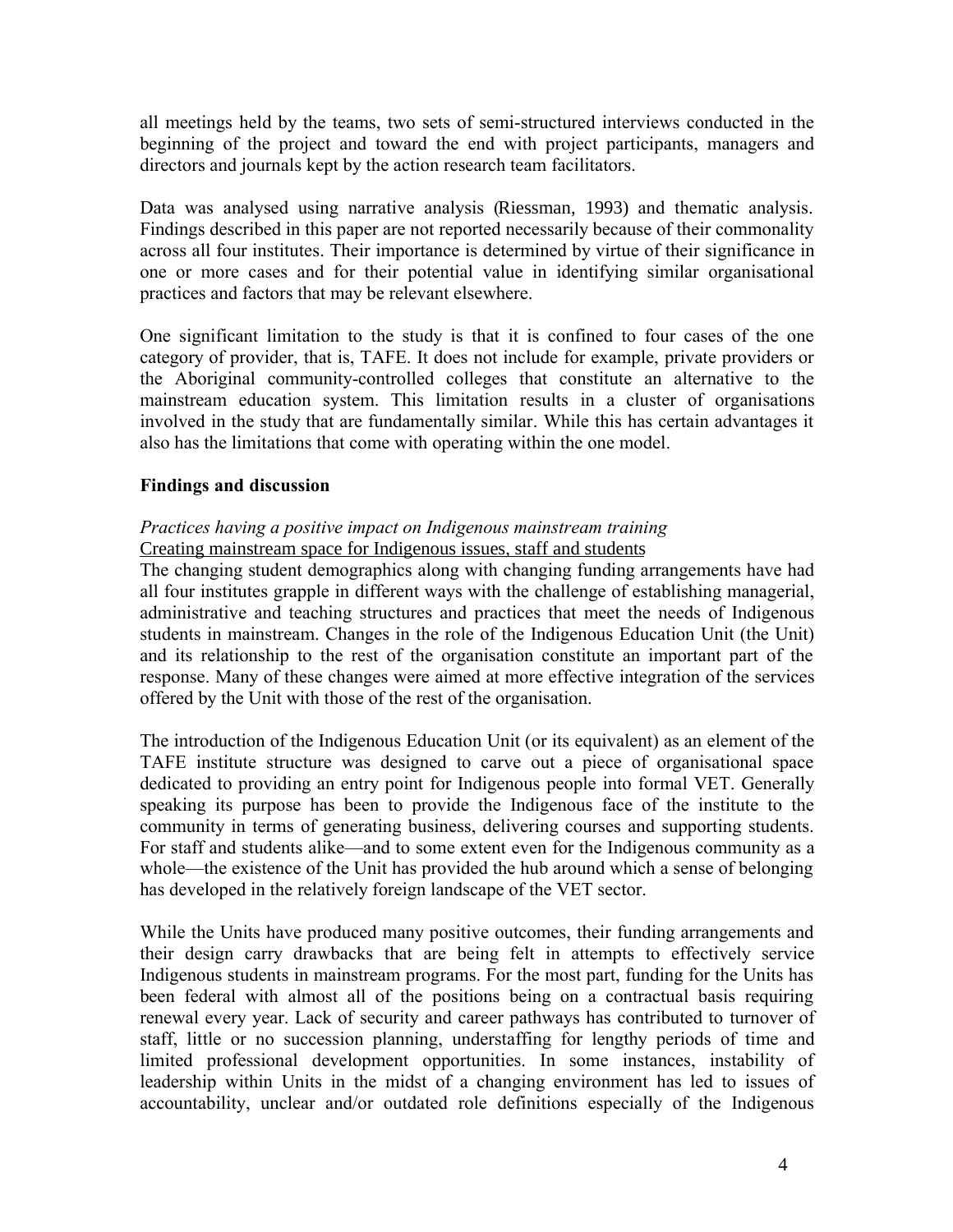all meetings held by the teams, two sets of semi-structured interviews conducted in the beginning of the project and toward the end with project participants, managers and directors and journals kept by the action research team facilitators.

Data was analysed using narrative analysis (Riessman, 1993) and thematic analysis. Findings described in this paper are not reported necessarily because of their commonality across all four institutes. Their importance is determined by virtue of their significance in one or more cases and for their potential value in identifying similar organisational practices and factors that may be relevant elsewhere.

One significant limitation to the study is that it is confined to four cases of the one category of provider, that is, TAFE. It does not include for example, private providers or the Aboriginal community-controlled colleges that constitute an alternative to the mainstream education system. This limitation results in a cluster of organisations involved in the study that are fundamentally similar. While this has certain advantages it also has the limitations that come with operating within the one model.

## Findings and discussion

### *Practices having a positive impact on Indigenous mainstream training*

#### Creating mainstream space for Indigenous issues, staff and students

The changing student demographics along with changing funding arrangements have had all four institutes grapple in different ways with the challenge of establishing managerial, administrative and teaching structures and practices that meet the needs of Indigenous students in mainstream. Changes in the role of the Indigenous Education Unit (the Unit) and its relationship to the rest of the organisation constitute an important part of the response. Many of these changes were aimed at more effective integration of the services offered by the Unit with those of the rest of the organisation.

The introduction of the Indigenous Education Unit (or its equivalent) as an element of the TAFE institute structure was designed to carve out a piece of organisational space dedicated to providing an entry point for Indigenous people into formal VET. Generally speaking its purpose has been to provide the Indigenous face of the institute to the community in terms of generating business, delivering courses and supporting students. For staff and students alike—and to some extent even for the Indigenous community as a whole—the existence of the Unit has provided the hub around which a sense of belonging has developed in the relatively foreign landscape of the VET sector.

While the Units have produced many positive outcomes, their funding arrangements and their design carry drawbacks that are being felt in attempts to effectively service Indigenous students in mainstream programs. For the most part, funding for the Units has been federal with almost all of the positions being on a contractual basis requiring renewal every year. Lack of security and career pathways has contributed to turnover of staff, little or no succession planning, understaffing for lengthy periods of time and limited professional development opportunities. In some instances, instability of leadership within Units in the midst of a changing environment has led to issues of accountability, unclear and/or outdated role definitions especially of the Indigenous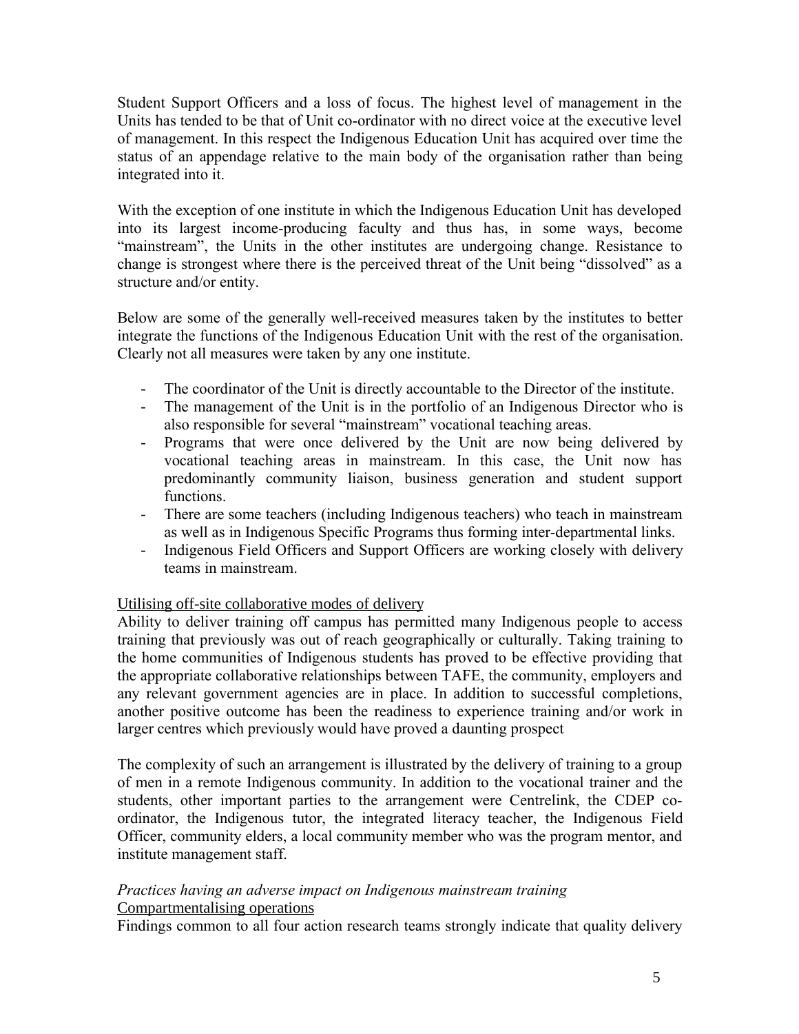Student Support Officers and a loss of focus. The highest level of management in the Units has tended to be that of Unit co-ordinator with no direct voice at the executive level of management. In this respect the Indigenous Education Unit has acquired over time the status of an appendage relative to the main body of the organisation rather than being integrated into it.

With the exception of one institute in which the Indigenous Education Unit has developed into its largest income-producing faculty and thus has, in some ways, become "mainstream", the Units in the other institutes are undergoing change. Resistance to change is strongest where there is the perceived threat of the Unit being "dissolved" as a structure and/or entity.

Below are some of the generally well-received measures taken by the institutes to better integrate the functions of the Indigenous Education Unit with the rest of the organisation. Clearly not all measures were taken by any one institute.

- The coordinator of the Unit is directly accountable to the Director of the institute.
- The management of the Unit is in the portfolio of an Indigenous Director who is also responsible for several "mainstream" vocational teaching areas.
- Programs that were once delivered by the Unit are now being delivered by vocational teaching areas in mainstream. In this case, the Unit now has predominantly community liaison, business generation and student support functions.
- There are some teachers (including Indigenous teachers) who teach in mainstream as well as in Indigenous Specific Programs thus forming inter-departmental links.
- Indigenous Field Officers and Support Officers are working closely with delivery teams in mainstream.

<u>Utilising off-site collaborative modes of delivery</u>

Ability to deliver training off campus has permitted many Indigenous people to access training that previously was out of reach geographically or culturally. Taking training to the home communities of Indigenous students has proved to be effective providing that the appropriate collaborative relationships between TAFE, the community, employers and any relevant government agencies are in place. In addition to successful completions, another positive outcome has been the readiness to experience training and/or work in larger centres which previously would have proved a daunting prospect

The complexity of such an arrangement is illustrated by the delivery of training to a group of men in a remote Indigenous community. In addition to the vocational trainer and the students, other important parties to the arrangement were Centrelink, the CDEP co-ordinator, the Indigenous tutor, the integrated literacy teacher, the Indigenous Field Officer, community elders, a local community member who was the program mentor, and institute management staff.

*Practices having an adverse impact on Indigenous mainstream training*

<u>Compartmentalising operations</u>

Findings common to all four action research teams strongly indicate that quality delivery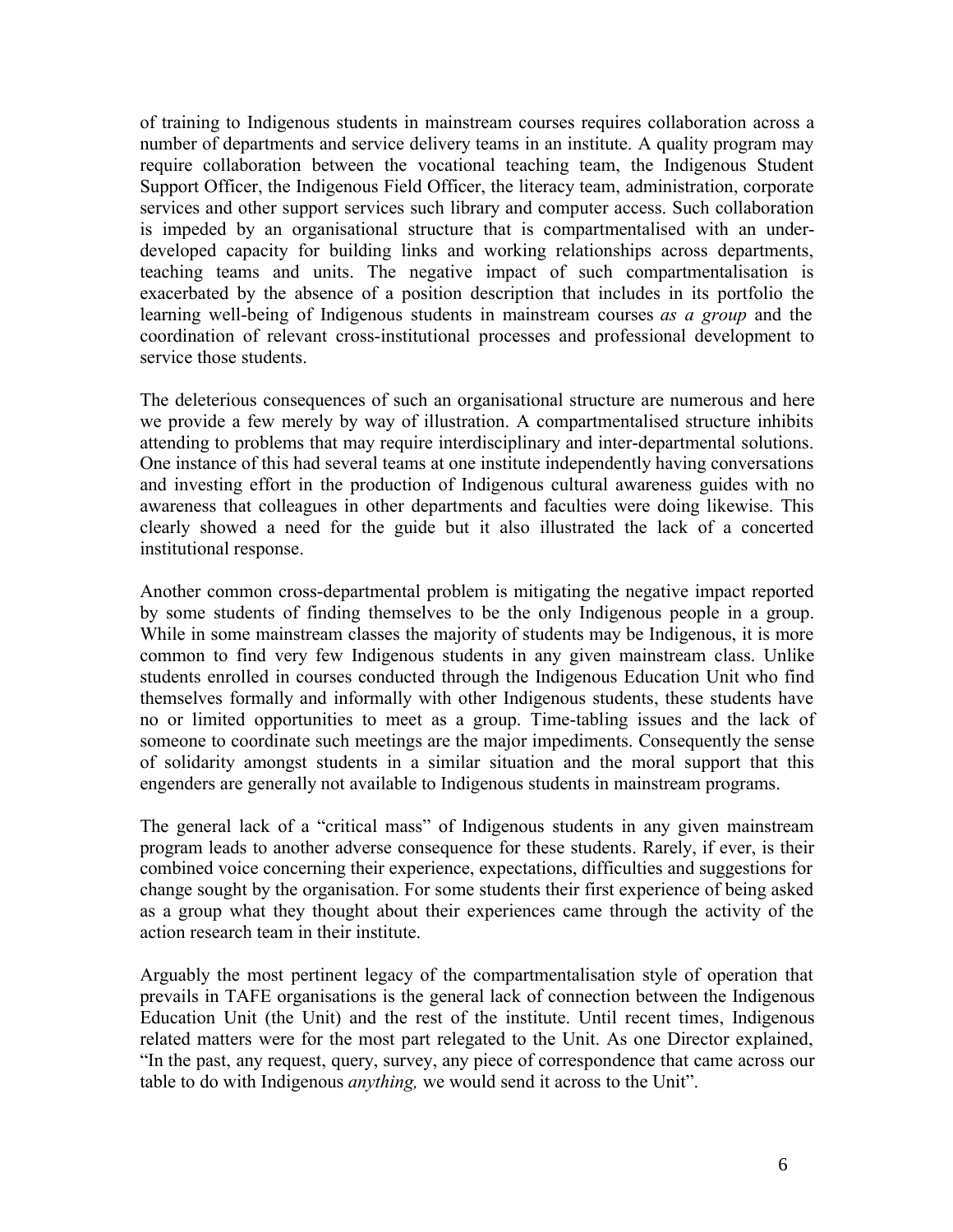of training to Indigenous students in mainstream courses requires collaboration across a number of departments and service delivery teams in an institute. A quality program may require collaboration between the vocational teaching team, the Indigenous Student Support Officer, the Indigenous Field Officer, the literacy team, administration, corporate services and other support services such library and computer access. Such collaboration is impeded by an organisational structure that is compartmentalised with an under-developed capacity for building links and working relationships across departments, teaching teams and units. The negative impact of such compartmentalisation is exacerbated by the absence of a position description that includes in its portfolio the learning well-being of Indigenous students in mainstream courses *as a group* and the coordination of relevant cross-institutional processes and professional development to service those students.

The deleterious consequences of such an organisational structure are numerous and here we provide a few merely by way of illustration. A compartmentalised structure inhibits attending to problems that may require interdisciplinary and inter-departmental solutions. One instance of this had several teams at one institute independently having conversations and investing effort in the production of Indigenous cultural awareness guides with no awareness that colleagues in other departments and faculties were doing likewise. This clearly showed a need for the guide but it also illustrated the lack of a concerted institutional response.

Another common cross-departmental problem is mitigating the negative impact reported by some students of finding themselves to be the only Indigenous people in a group. While in some mainstream classes the majority of students may be Indigenous, it is more common to find very few Indigenous students in any given mainstream class. Unlike students enrolled in courses conducted through the Indigenous Education Unit who find themselves formally and informally with other Indigenous students, these students have no or limited opportunities to meet as a group. Time-tabling issues and the lack of someone to coordinate such meetings are the major impediments. Consequently the sense of solidarity amongst students in a similar situation and the moral support that this engenders are generally not available to Indigenous students in mainstream programs.

The general lack of a "critical mass" of Indigenous students in any given mainstream program leads to another adverse consequence for these students. Rarely, if ever, is their combined voice concerning their experience, expectations, difficulties and suggestions for change sought by the organisation. For some students their first experience of being asked as a group what they thought about their experiences came through the activity of the action research team in their institute.

Arguably the most pertinent legacy of the compartmentalisation style of operation that prevails in TAFE organisations is the general lack of connection between the Indigenous Education Unit (the Unit) and the rest of the institute. Until recent times, Indigenous related matters were for the most part relegated to the Unit. As one Director explained, "In the past, any request, query, survey, any piece of correspondence that came across our table to do with Indigenous *anything,* we would send it across to the Unit".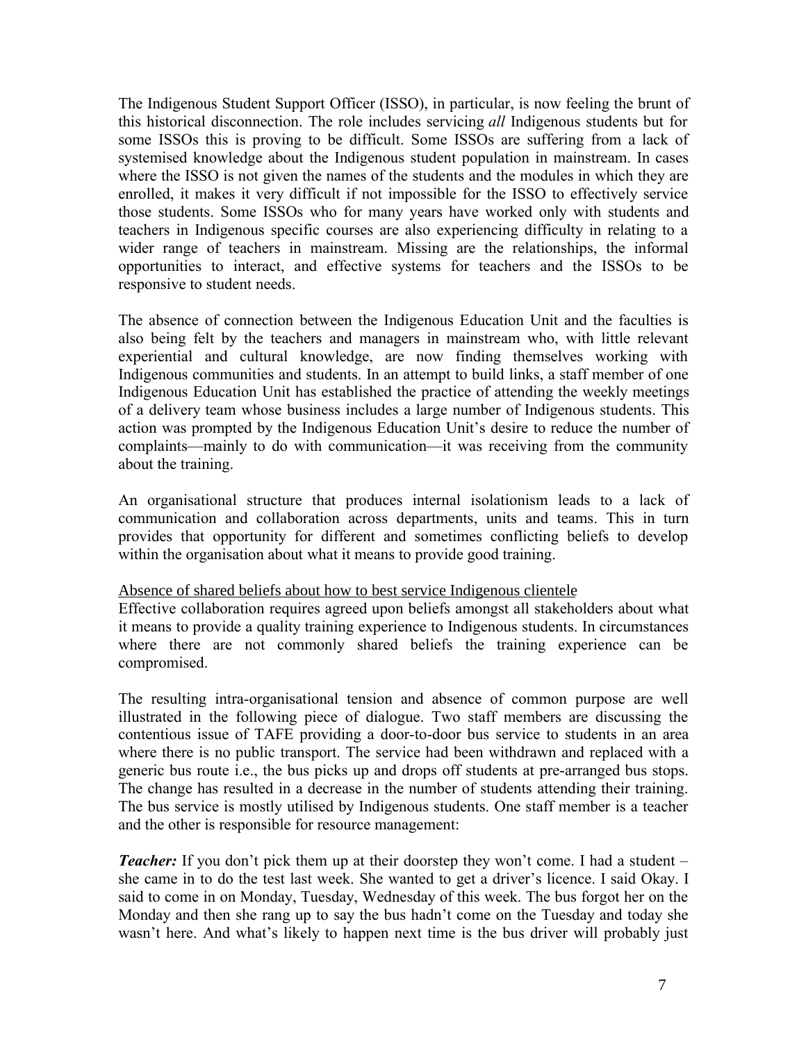The Indigenous Student Support Officer (ISSO), in particular, is now feeling the brunt of this historical disconnection. The role includes servicing *all* Indigenous students but for some ISSOs this is proving to be difficult. Some ISSOs are suffering from a lack of systemised knowledge about the Indigenous student population in mainstream. In cases where the ISSO is not given the names of the students and the modules in which they are enrolled, it makes it very difficult if not impossible for the ISSO to effectively service those students. Some ISSOs who for many years have worked only with students and teachers in Indigenous specific courses are also experiencing difficulty in relating to a wider range of teachers in mainstream. Missing are the relationships, the informal opportunities to interact, and effective systems for teachers and the ISSOs to be responsive to student needs.

The absence of connection between the Indigenous Education Unit and the faculties is also being felt by the teachers and managers in mainstream who, with little relevant experiential and cultural knowledge, are now finding themselves working with Indigenous communities and students. In an attempt to build links, a staff member of one Indigenous Education Unit has established the practice of attending the weekly meetings of a delivery team whose business includes a large number of Indigenous students. This action was prompted by the Indigenous Education Unit's desire to reduce the number of complaints—mainly to do with communication—it was receiving from the community about the training.

An organisational structure that produces internal isolationism leads to a lack of communication and collaboration across departments, units and teams. This in turn provides that opportunity for different and sometimes conflicting beliefs to develop within the organisation about what it means to provide good training.

<u>Absence of shared beliefs about how to best service Indigenous clientele</u>

Effective collaboration requires agreed upon beliefs amongst all stakeholders about what it means to provide a quality training experience to Indigenous students. In circumstances where there are not commonly shared beliefs the training experience can be compromised.

The resulting intra-organisational tension and absence of common purpose are well illustrated in the following piece of dialogue. Two staff members are discussing the contentious issue of TAFE providing a door-to-door bus service to students in an area where there is no public transport. The service had been withdrawn and replaced with a generic bus route i.e., the bus picks up and drops off students at pre-arranged bus stops. The change has resulted in a decrease in the number of students attending their training. The bus service is mostly utilised by Indigenous students. One staff member is a teacher and the other is responsible for resource management:

***Teacher:*** If you don't pick them up at their doorstep they won't come. I had a student – she came in to do the test last week. She wanted to get a driver's licence. I said Okay. I said to come in on Monday, Tuesday, Wednesday of this week. The bus forgot her on the Monday and then she rang up to say the bus hadn't come on the Tuesday and today she wasn't here. And what's likely to happen next time is the bus driver will probably just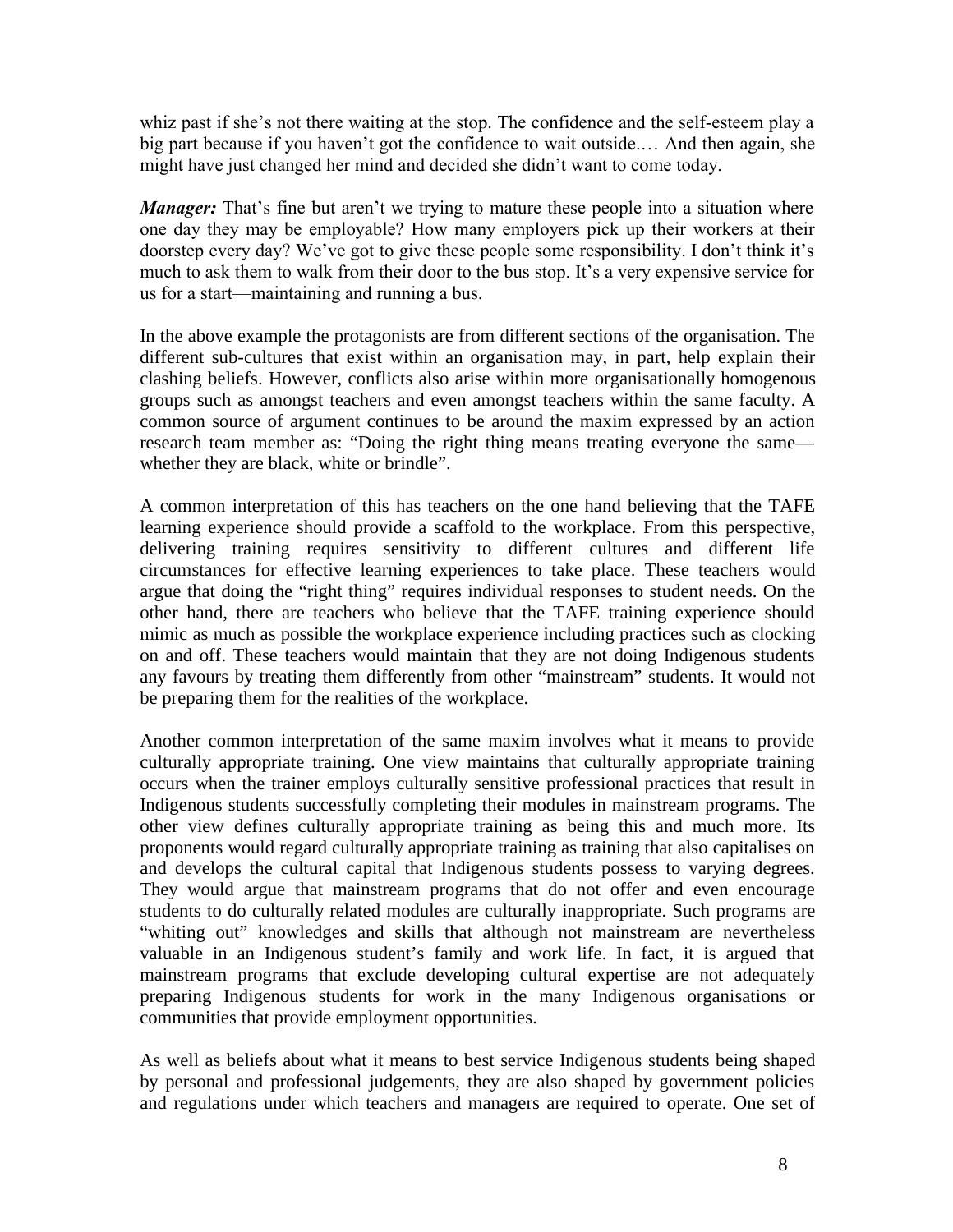whiz past if she's not there waiting at the stop. The confidence and the self-esteem play a big part because if you haven't got the confidence to wait outside.… And then again, she might have just changed her mind and decided she didn't want to come today.

***Manager:*** That's fine but aren't we trying to mature these people into a situation where one day they may be employable? How many employers pick up their workers at their doorstep every day? We've got to give these people some responsibility. I don't think it's much to ask them to walk from their door to the bus stop. It's a very expensive service for us for a start—maintaining and running a bus.

In the above example the protagonists are from different sections of the organisation. The different sub-cultures that exist within an organisation may, in part, help explain their clashing beliefs. However, conflicts also arise within more organisationally homogenous groups such as amongst teachers and even amongst teachers within the same faculty. A common source of argument continues to be around the maxim expressed by an action research team member as: "Doing the right thing means treating everyone the same—whether they are black, white or brindle".

A common interpretation of this has teachers on the one hand believing that the TAFE learning experience should provide a scaffold to the workplace. From this perspective, delivering training requires sensitivity to different cultures and different life circumstances for effective learning experiences to take place. These teachers would argue that doing the "right thing" requires individual responses to student needs. On the other hand, there are teachers who believe that the TAFE training experience should mimic as much as possible the workplace experience including practices such as clocking on and off. These teachers would maintain that they are not doing Indigenous students any favours by treating them differently from other "mainstream" students. It would not be preparing them for the realities of the workplace.

Another common interpretation of the same maxim involves what it means to provide culturally appropriate training. One view maintains that culturally appropriate training occurs when the trainer employs culturally sensitive professional practices that result in Indigenous students successfully completing their modules in mainstream programs. The other view defines culturally appropriate training as being this and much more. Its proponents would regard culturally appropriate training as training that also capitalises on and develops the cultural capital that Indigenous students possess to varying degrees. They would argue that mainstream programs that do not offer and even encourage students to do culturally related modules are culturally inappropriate. Such programs are "whiting out" knowledges and skills that although not mainstream are nevertheless valuable in an Indigenous student's family and work life. In fact, it is argued that mainstream programs that exclude developing cultural expertise are not adequately preparing Indigenous students for work in the many Indigenous organisations or communities that provide employment opportunities.

As well as beliefs about what it means to best service Indigenous students being shaped by personal and professional judgements, they are also shaped by government policies and regulations under which teachers and managers are required to operate. One set of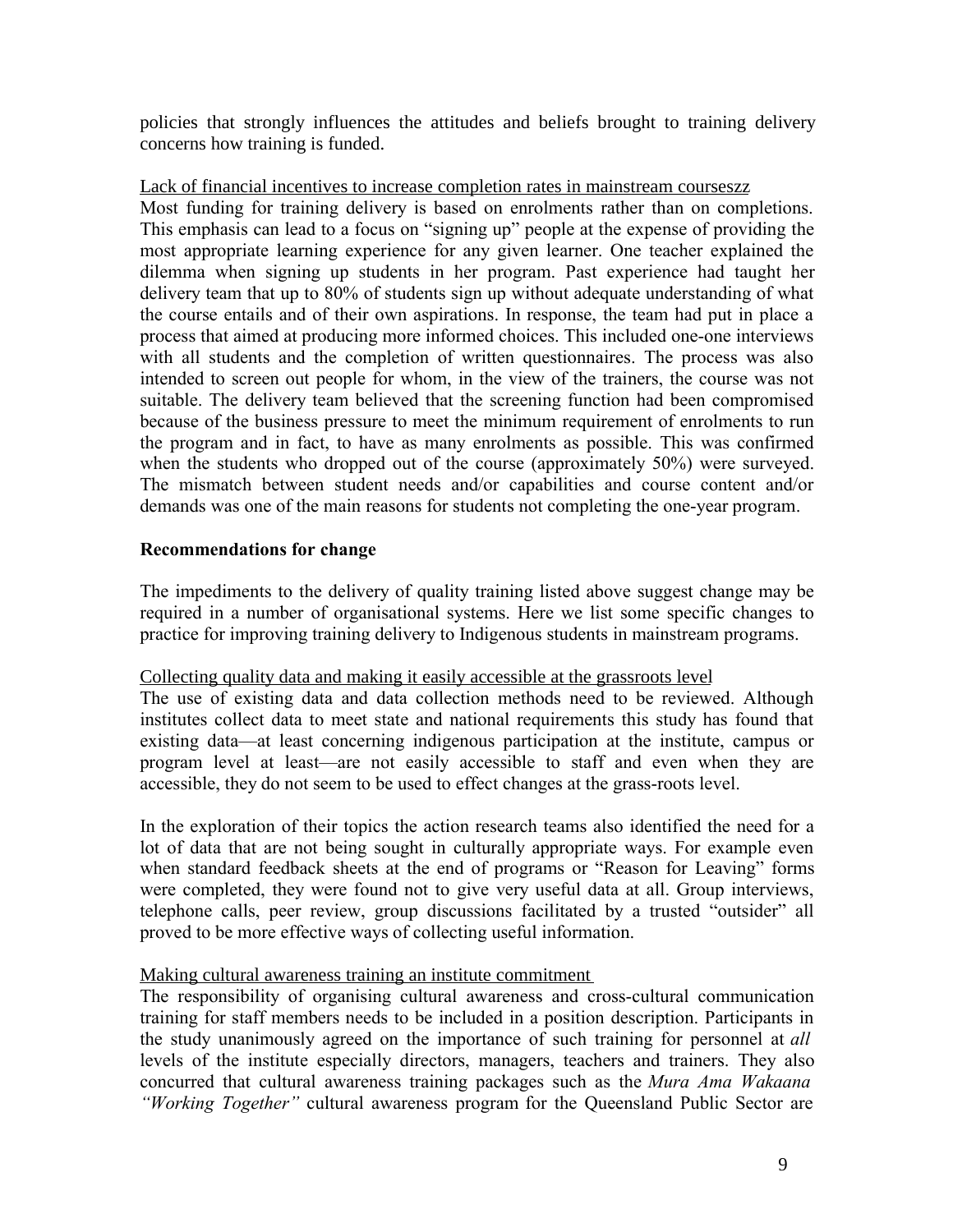policies that strongly influences the attitudes and beliefs brought to training delivery concerns how training is funded.

Lack of financial incentives to increase completion rates in mainstream courseszz

Most funding for training delivery is based on enrolments rather than on completions. This emphasis can lead to a focus on "signing up" people at the expense of providing the most appropriate learning experience for any given learner. One teacher explained the dilemma when signing up students in her program. Past experience had taught her delivery team that up to 80% of students sign up without adequate understanding of what the course entails and of their own aspirations. In response, the team had put in place a process that aimed at producing more informed choices. This included one-one interviews with all students and the completion of written questionnaires. The process was also intended to screen out people for whom, in the view of the trainers, the course was not suitable. The delivery team believed that the screening function had been compromised because of the business pressure to meet the minimum requirement of enrolments to run the program and in fact, to have as many enrolments as possible. This was confirmed when the students who dropped out of the course (approximately 50%) were surveyed. The mismatch between student needs and/or capabilities and course content and/or demands was one of the main reasons for students not completing the one-year program.

**Recommendations for change**

The impediments to the delivery of quality training listed above suggest change may be required in a number of organisational systems. Here we list some specific changes to practice for improving training delivery to Indigenous students in mainstream programs.

Collecting quality data and making it easily accessible at the grassroots level

The use of existing data and data collection methods need to be reviewed. Although institutes collect data to meet state and national requirements this study has found that existing data—at least concerning indigenous participation at the institute, campus or program level at least—are not easily accessible to staff and even when they are accessible, they do not seem to be used to effect changes at the grass-roots level.

In the exploration of their topics the action research teams also identified the need for a lot of data that are not being sought in culturally appropriate ways. For example even when standard feedback sheets at the end of programs or "Reason for Leaving" forms were completed, they were found not to give very useful data at all. Group interviews, telephone calls, peer review, group discussions facilitated by a trusted "outsider" all proved to be more effective ways of collecting useful information.

Making cultural awareness training an institute commitment

The responsibility of organising cultural awareness and cross-cultural communication training for staff members needs to be included in a position description. Participants in the study unanimously agreed on the importance of such training for personnel at *all* levels of the institute especially directors, managers, teachers and trainers. They also concurred that cultural awareness training packages such as the *Mura Ama Wakaana "Working Together"* cultural awareness program for the Queensland Public Sector are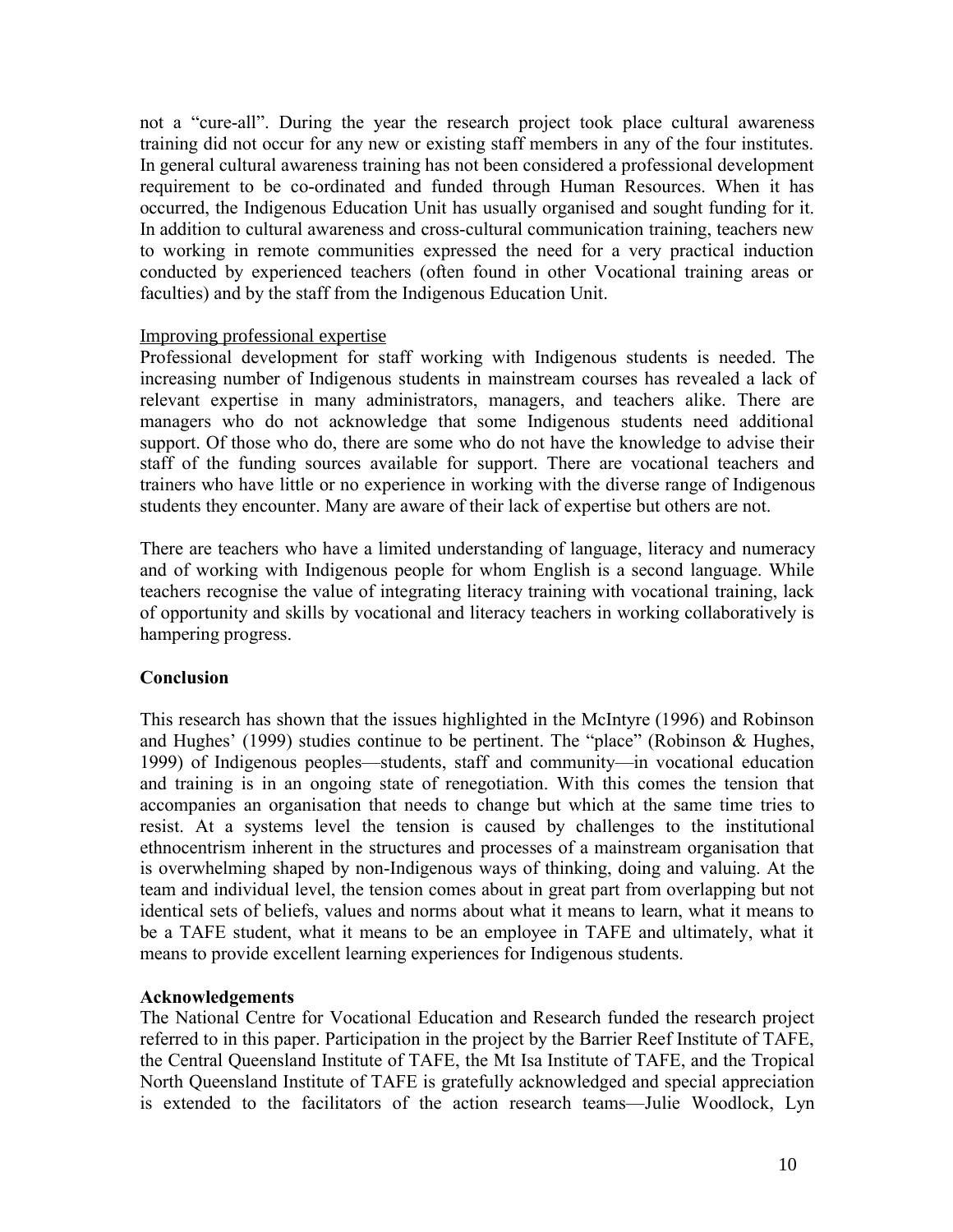not a "cure-all". During the year the research project took place cultural awareness training did not occur for any new or existing staff members in any of the four institutes. In general cultural awareness training has not been considered a professional development requirement to be co-ordinated and funded through Human Resources. When it has occurred, the Indigenous Education Unit has usually organised and sought funding for it. In addition to cultural awareness and cross-cultural communication training, teachers new to working in remote communities expressed the need for a very practical induction conducted by experienced teachers (often found in other Vocational training areas or faculties) and by the staff from the Indigenous Education Unit.

<u>Improving professional expertise</u>

Professional development for staff working with Indigenous students is needed. The increasing number of Indigenous students in mainstream courses has revealed a lack of relevant expertise in many administrators, managers, and teachers alike. There are managers who do not acknowledge that some Indigenous students need additional support. Of those who do, there are some who do not have the knowledge to advise their staff of the funding sources available for support. There are vocational teachers and trainers who have little or no experience in working with the diverse range of Indigenous students they encounter. Many are aware of their lack of expertise but others are not.

There are teachers who have a limited understanding of language, literacy and numeracy and of working with Indigenous people for whom English is a second language. While teachers recognise the value of integrating literacy training with vocational training, lack of opportunity and skills by vocational and literacy teachers in working collaboratively is hampering progress.

## Conclusion

This research has shown that the issues highlighted in the McIntyre (1996) and Robinson and Hughes' (1999) studies continue to be pertinent. The "place" (Robinson & Hughes, 1999) of Indigenous peoples—students, staff and community—in vocational education and training is in an ongoing state of renegotiation. With this comes the tension that accompanies an organisation that needs to change but which at the same time tries to resist. At a systems level the tension is caused by challenges to the institutional ethnocentrism inherent in the structures and processes of a mainstream organisation that is overwhelming shaped by non-Indigenous ways of thinking, doing and valuing. At the team and individual level, the tension comes about in great part from overlapping but not identical sets of beliefs, values and norms about what it means to learn, what it means to be a TAFE student, what it means to be an employee in TAFE and ultimately, what it means to provide excellent learning experiences for Indigenous students.

## Acknowledgements

The National Centre for Vocational Education and Research funded the research project referred to in this paper. Participation in the project by the Barrier Reef Institute of TAFE, the Central Queensland Institute of TAFE, the Mt Isa Institute of TAFE, and the Tropical North Queensland Institute of TAFE is gratefully acknowledged and special appreciation is extended to the facilitators of the action research teams—Julie Woodlock, Lyn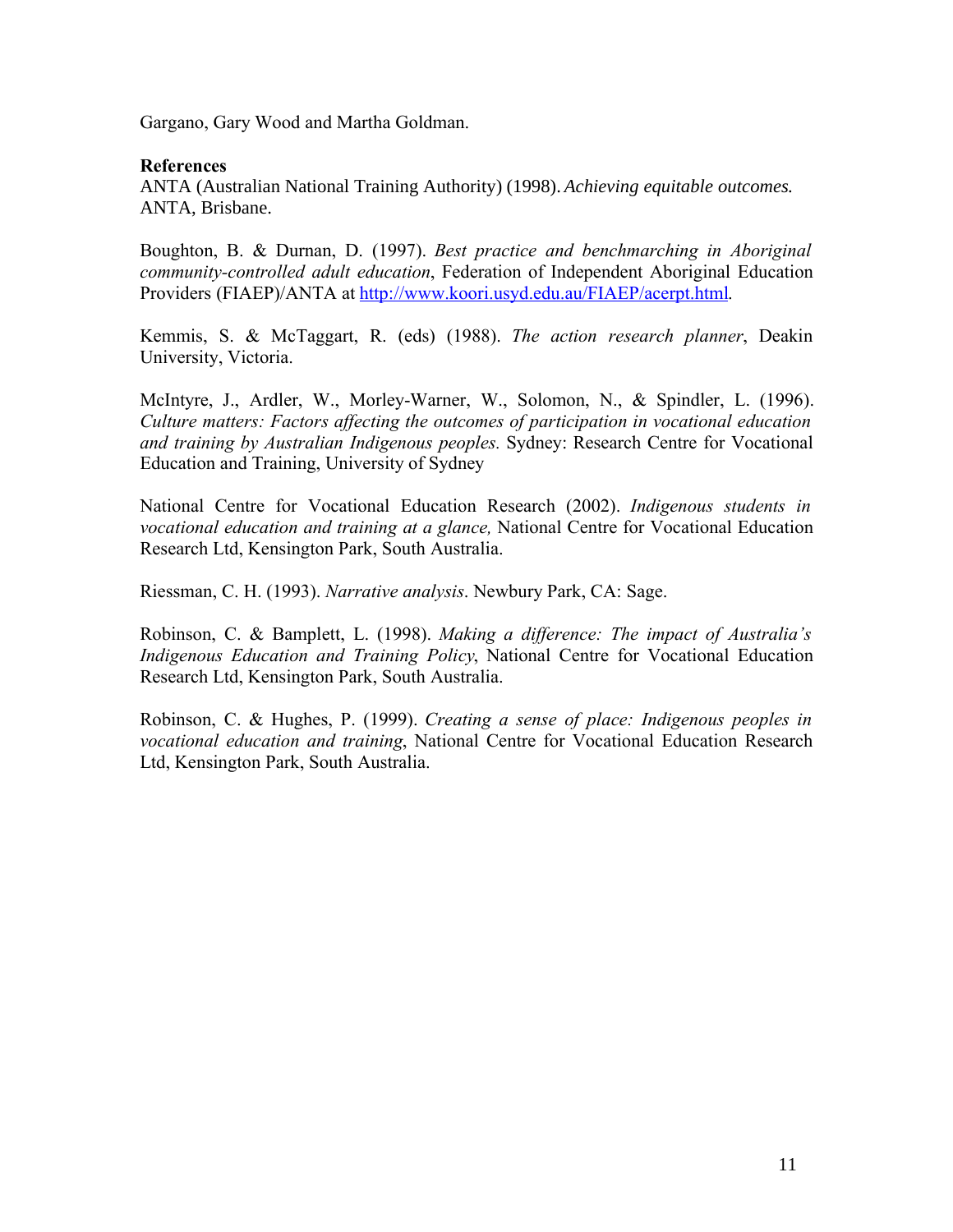Gargano, Gary Wood and Martha Goldman.

**References**

ANTA (Australian National Training Authority) (1998). *Achieving equitable outcomes.* ANTA, Brisbane.

Boughton, B. & Durnan, D. (1997). *Best practice and benchmarching in Aboriginal community-controlled adult education*, Federation of Independent Aboriginal Education Providers (FIAEP)/ANTA at [http://www.koori.usyd.edu.au/FIAEP/acerpt.html](http://www.koori.usyd.edu.au/FIAEP/acerpt.html).

Kemmis, S. & McTaggart, R. (eds) (1988). *The action research planner*, Deakin University, Victoria.

McIntyre, J., Ardler, W., Morley-Warner, W., Solomon, N., & Spindler, L. (1996). *Culture matters: Factors affecting the outcomes of participation in vocational education and training by Australian Indigenous peoples.* Sydney: Research Centre for Vocational Education and Training, University of Sydney

National Centre for Vocational Education Research (2002). *Indigenous students in vocational education and training at a glance,* National Centre for Vocational Education Research Ltd, Kensington Park, South Australia.

Riessman, C. H. (1993). *Narrative analysis*. Newbury Park, CA: Sage.

Robinson, C. & Bamplett, L. (1998). *Making a difference: The impact of Australia's Indigenous Education and Training Policy*, National Centre for Vocational Education Research Ltd, Kensington Park, South Australia.

Robinson, C. & Hughes, P. (1999). *Creating a sense of place: Indigenous peoples in vocational education and training*, National Centre for Vocational Education Research Ltd, Kensington Park, South Australia.